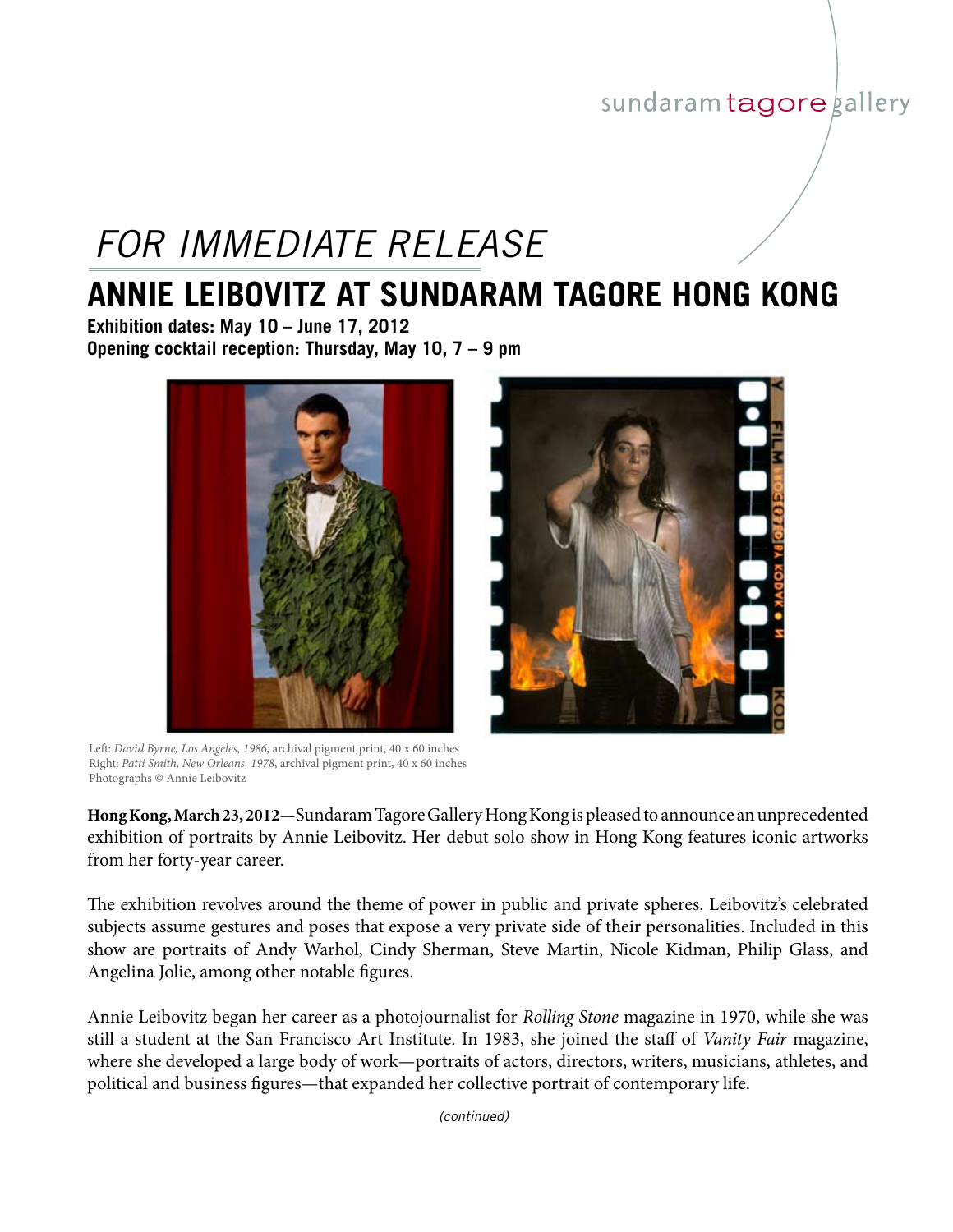sundaram tagore gallery

*FOR IMMEDIATE RELEASE*

# ANNIE LEIBOVITZ AT SUNDARAM TAGORE HONG KONG

**Exhibition dates: May 10 – June 17, 2012**
**Opening cocktail reception: Thursday, May 10, 7 – 9 pm**

Left: *David Byrne, Los Angeles, 1986*, archival pigment print, 40 x 60 inches
Right: *Patti Smith, New Orleans, 1978*, archival pigment print, 40 x 60 inches
Photographs © Annie Leibovitz

**Hong Kong, March 23, 2012**—Sundaram Tagore Gallery Hong Kong is pleased to announce an unprecedented exhibition of portraits by Annie Leibovitz. Her debut solo show in Hong Kong features iconic artworks from her forty-year career.

The exhibition revolves around the theme of power in public and private spheres. Leibovitz's celebrated subjects assume gestures and poses that expose a very private side of their personalities. Included in this show are portraits of Andy Warhol, Cindy Sherman, Steve Martin, Nicole Kidman, Philip Glass, and Angelina Jolie, among other notable figures.

Annie Leibovitz began her career as a photojournalist for *Rolling Stone* magazine in 1970, while she was still a student at the San Francisco Art Institute. In 1983, she joined the staff of *Vanity Fair* magazine, where she developed a large body of work—portraits of actors, directors, writers, musicians, athletes, and political and business figures—that expanded her collective portrait of contemporary life.

*(continued)*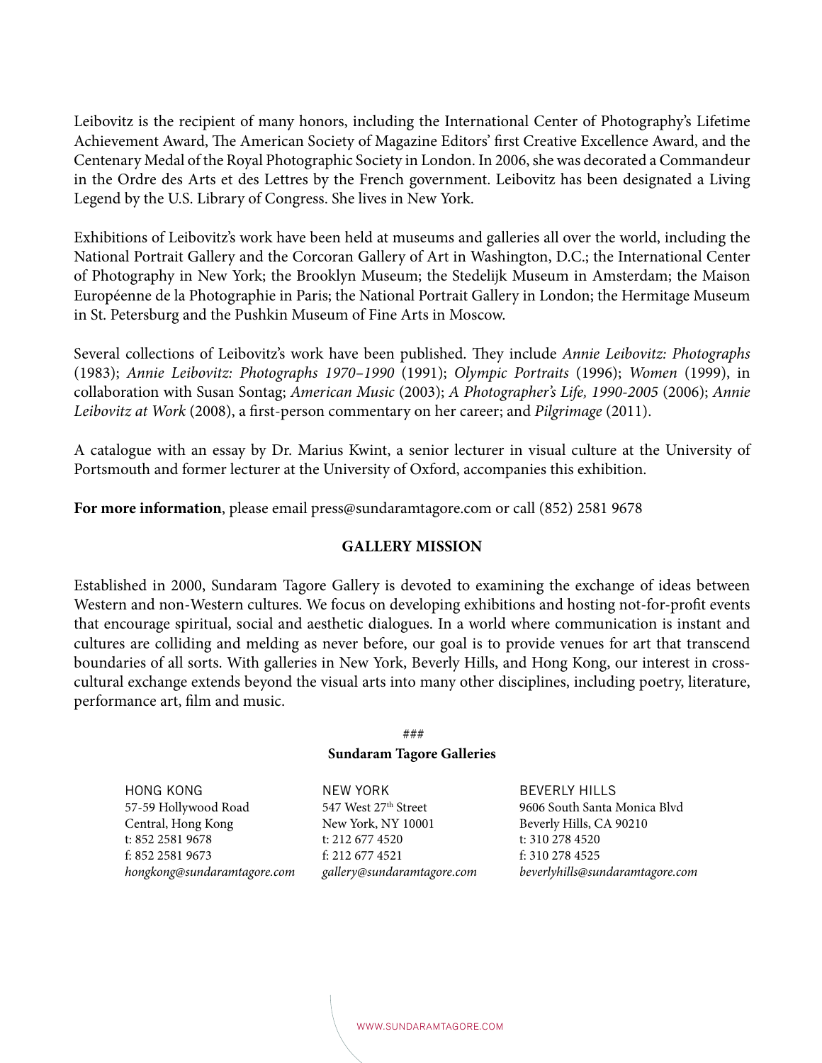Leibovitz is the recipient of many honors, including the International Center of Photography's Lifetime Achievement Award, The American Society of Magazine Editors' first Creative Excellence Award, and the Centenary Medal of the Royal Photographic Society in London. In 2006, she was decorated a Commandeur in the Ordre des Arts et des Lettres by the French government. Leibovitz has been designated a Living Legend by the U.S. Library of Congress. She lives in New York.

Exhibitions of Leibovitz's work have been held at museums and galleries all over the world, including the National Portrait Gallery and the Corcoran Gallery of Art in Washington, D.C.; the International Center of Photography in New York; the Brooklyn Museum; the Stedelijk Museum in Amsterdam; the Maison Européenne de la Photographie in Paris; the National Portrait Gallery in London; the Hermitage Museum in St. Petersburg and the Pushkin Museum of Fine Arts in Moscow.

Several collections of Leibovitz's work have been published. They include *Annie Leibovitz: Photographs* (1983); *Annie Leibovitz: Photographs 1970–1990* (1991); *Olympic Portraits* (1996); *Women* (1999), in collaboration with Susan Sontag; *American Music* (2003); *A Photographer's Life, 1990-2005* (2006); *Annie Leibovitz at Work* (2008), a first-person commentary on her career; and *Pilgrimage* (2011).

A catalogue with an essay by Dr. Marius Kwint, a senior lecturer in visual culture at the University of Portsmouth and former lecturer at the University of Oxford, accompanies this exhibition.

**For more information**, please email press@sundaramtagore.com or call (852) 2581 9678

## GALLERY MISSION

Established in 2000, Sundaram Tagore Gallery is devoted to examining the exchange of ideas between Western and non-Western cultures. We focus on developing exhibitions and hosting not-for-profit events that encourage spiritual, social and aesthetic dialogues. In a world where communication is instant and cultures are colliding and melding as never before, our goal is to provide venues for art that transcend boundaries of all sorts. With galleries in New York, Beverly Hills, and Hong Kong, our interest in cross-cultural exchange extends beyond the visual arts into many other disciplines, including poetry, literature, performance art, film and music.

###

**Sundaram Tagore Galleries**

HONG KONG
57-59 Hollywood Road
Central, Hong Kong
t: 852 2581 9678
f: 852 2581 9673
*hongkong@sundaramtagore.com*

NEW YORK
547 West 27th Street
New York, NY 10001
t: 212 677 4520
f: 212 677 4521
*gallery@sundaramtagore.com*

BEVERLY HILLS
9606 South Santa Monica Blvd
Beverly Hills, CA 90210
t: 310 278 4520
f: 310 278 4525
*beverlyhills@sundaramtagore.com*

WWW.SUNDARAMTAGORE.COM